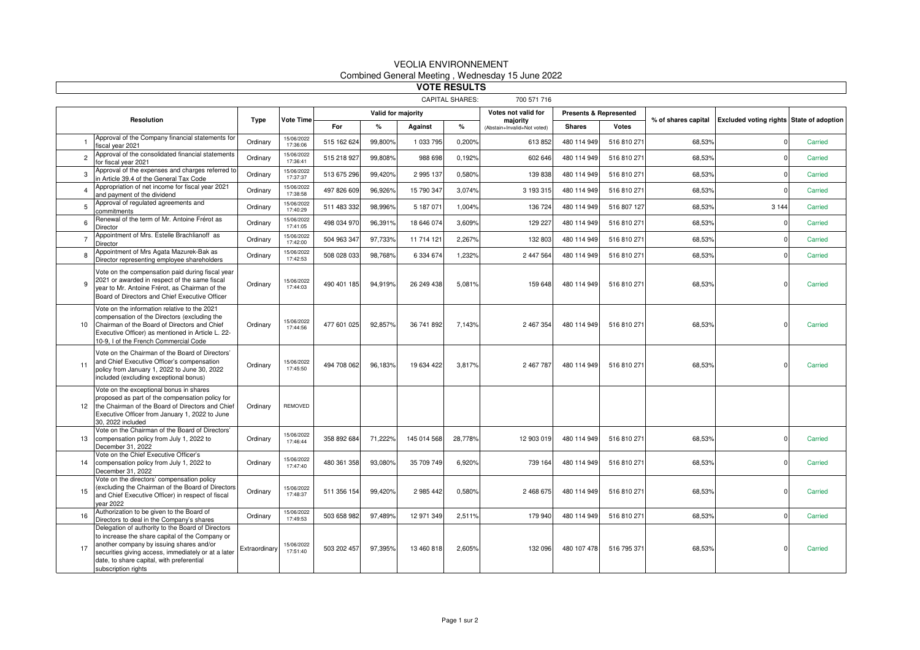# VEOLIA ENVIRONNEMENT

Combined General Meeting , Wednesday 15 June 2022

## VOTE RESULTS

CAPITAL SHARES: 700 571 716

| Resolution | | Type | Vote Time | Valid for majority | | | | Votes not valid for majority (Abstain+Invalid+Not voted) | Presents & Represented | | % of shares capital | Excluded voting rights | State of adoption |
|---|---|---|---|---|---|---|---|---|---|---|---|---|---|
| | | | | For | % | Against | % | | Shares | Votes | | | |
| 1 | Approval of the Company financial statements for fiscal year 2021 | Ordinary | 15/06/2022 17:36:06 | 515 162 624 | 99,800% | 1 033 795 | 0,200% | 613 852 | 480 114 949 | 516 810 271 | 68,53% | 0 | Carried |
| 2 | Approval of the consolidated financial statements for fiscal year 2021 | Ordinary | 15/06/2022 17:36:41 | 515 218 927 | 99,808% | 988 698 | 0,192% | 602 646 | 480 114 949 | 516 810 271 | 68,53% | 0 | Carried |
| 3 | Approval of the expenses and charges referred to in Article 39.4 of the General Tax Code | Ordinary | 15/06/2022 17:37:37 | 513 675 296 | 99,420% | 2 995 137 | 0,580% | 139 838 | 480 114 949 | 516 810 271 | 68,53% | 0 | Carried |
| 4 | Appropriation of net income for fiscal year 2021 and payment of the dividend | Ordinary | 15/06/2022 17:38:58 | 497 826 609 | 96,926% | 15 790 347 | 3,074% | 3 193 315 | 480 114 949 | 516 810 271 | 68,53% | 0 | Carried |
| 5 | Approval of regulated agreements and commitments | Ordinary | 15/06/2022 17:40:29 | 511 483 332 | 98,996% | 5 187 071 | 1,004% | 136 724 | 480 114 949 | 516 807 127 | 68,53% | 3 144 | Carried |
| 6 | Renewal of the term of Mr. Antoine Frérot as Director | Ordinary | 15/06/2022 17:41:05 | 498 034 970 | 96,391% | 18 646 074 | 3,609% | 129 227 | 480 114 949 | 516 810 271 | 68,53% | 0 | Carried |
| 7 | Appointment of Mrs. Estelle Brachlianoff as Director | Ordinary | 15/06/2022 17:42:00 | 504 963 347 | 97,733% | 11 714 121 | 2,267% | 132 803 | 480 114 949 | 516 810 271 | 68,53% | 0 | Carried |
| 8 | Appointment of Mrs Agata Mazurek-Bak as Director representing employee shareholders | Ordinary | 15/06/2022 17:42:53 | 508 028 033 | 98,768% | 6 334 674 | 1,232% | 2 447 564 | 480 114 949 | 516 810 271 | 68,53% | 0 | Carried |
| 9 | Vote on the compensation paid during fiscal year 2021 or awarded in respect of the same fiscal year to Mr. Antoine Frérot, as Chairman of the Board of Directors and Chief Executive Officer | Ordinary | 15/06/2022 17:44:03 | 490 401 185 | 94,919% | 26 249 438 | 5,081% | 159 648 | 480 114 949 | 516 810 271 | 68,53% | 0 | Carried |
| 10 | Vote on the information relative to the 2021 compensation of the Directors (excluding the Chairman of the Board of Directors and Chief Executive Officer) as mentioned in Article L. 22-10-9, I of the French Commercial Code | Ordinary | 15/06/2022 17:44:56 | 477 601 025 | 92,857% | 36 741 892 | 7,143% | 2 467 354 | 480 114 949 | 516 810 271 | 68,53% | 0 | Carried |
| 11 | Vote on the Chairman of the Board of Directors' and Chief Executive Officer's compensation policy from January 1, 2022 to June 30, 2022 included (excluding exceptional bonus) | Ordinary | 15/06/2022 17:45:50 | 494 708 062 | 96,183% | 19 634 422 | 3,817% | 2 467 787 | 480 114 949 | 516 810 271 | 68,53% | 0 | Carried |
| 12 | Vote on the exceptional bonus in shares proposed as part of the compensation policy for the Chairman of the Board of Directors and Chief Executive Officer from January 1, 2022 to June 30, 2022 included | Ordinary | REMOVED | | | | | | | | | | |
| 13 | Vote on the Chairman of the Board of Directors' compensation policy from July 1, 2022 to December 31, 2022 | Ordinary | 15/06/2022 17:46:44 | 358 892 684 | 71,222% | 145 014 568 | 28,778% | 12 903 019 | 480 114 949 | 516 810 271 | 68,53% | 0 | Carried |
| 14 | Vote on the Chief Executive Officer's compensation policy from July 1, 2022 to December 31, 2022 | Ordinary | 15/06/2022 17:47:40 | 480 361 358 | 93,080% | 35 709 749 | 6,920% | 739 164 | 480 114 949 | 516 810 271 | 68,53% | 0 | Carried |
| 15 | Vote on the directors' compensation policy (excluding the Chairman of the Board of Directors and Chief Executive Officer) in respect of fiscal year 2022 | Ordinary | 15/06/2022 17:48:37 | 511 356 154 | 99,420% | 2 985 442 | 0,580% | 2 468 675 | 480 114 949 | 516 810 271 | 68,53% | 0 | Carried |
| 16 | Authorization to be given to the Board of Directors to deal in the Company's shares | Ordinary | 15/06/2022 17:49:53 | 503 658 982 | 97,489% | 12 971 349 | 2,511% | 179 940 | 480 114 949 | 516 810 271 | 68,53% | 0 | Carried |
| 17 | Delegation of authority to the Board of Directors to increase the share capital of the Company or another company by issuing shares and/or securities giving access, immediately or at a later date, to share capital, with preferential subscription rights | Extraordinary | 15/06/2022 17:51:40 | 503 202 457 | 97,395% | 13 460 818 | 2,605% | 132 096 | 480 107 478 | 516 795 371 | 68,53% | 0 | Carried |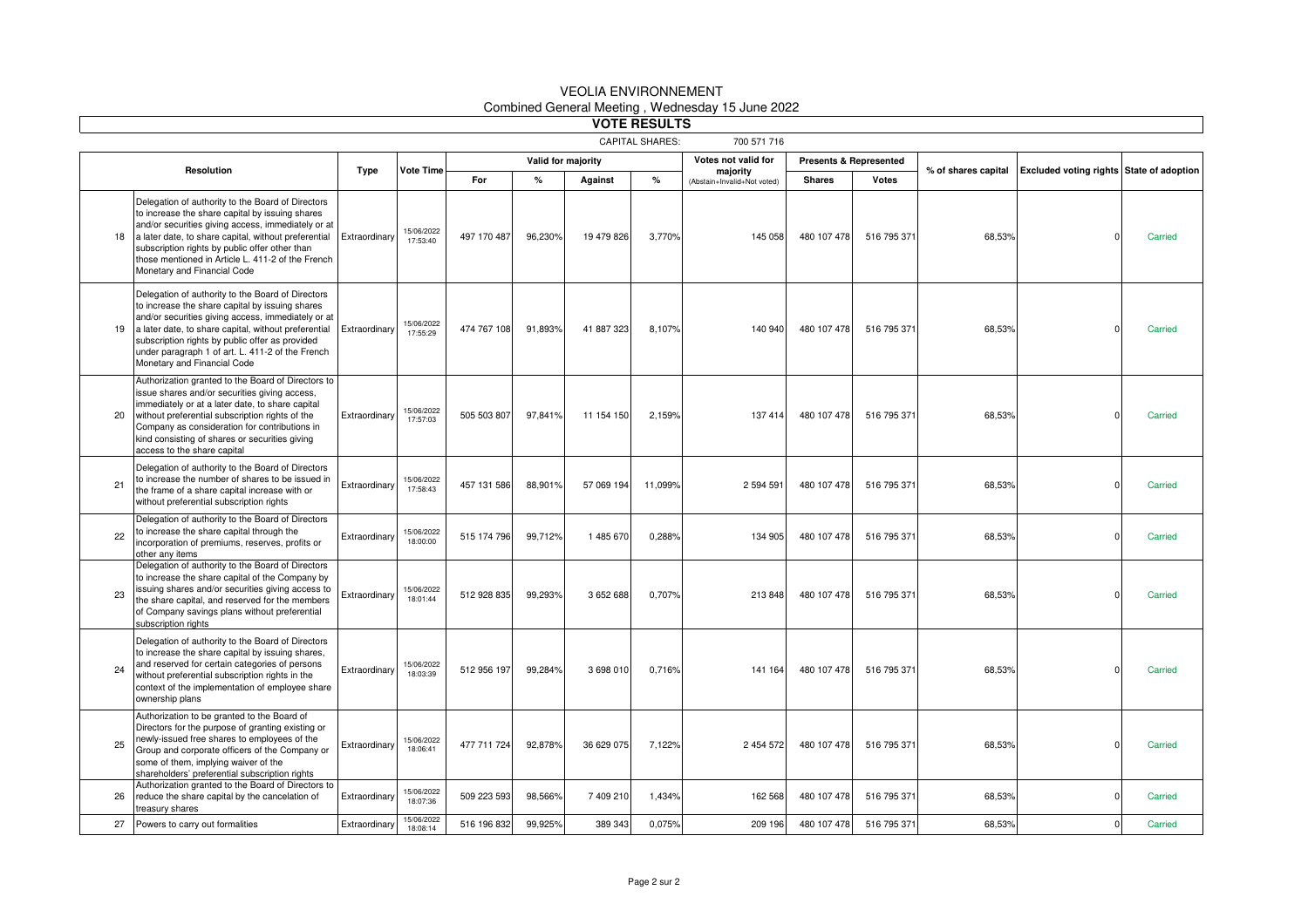# VEOLIA ENVIRONNEMENT

Combined General Meeting , Wednesday 15 June 2022

## VOTE RESULTS

CAPITAL SHARES: 700 571 716

| Resolution | | Type | Vote Time | Valid for majority | | | | Votes not valid for majority (Abstain+Invalid+Not voted) | Presents & Represented | | % of shares capital | Excluded voting rights | State of adoption |
|---|---|---|---|---|---|---|---|---|---|---|---|---|---|
| | | | | For | % | Against | % | | Shares | Votes | | | |
| 18 | Delegation of authority to the Board of Directors to increase the share capital by issuing shares and/or securities giving access, immediately or at a later date, to share capital, without preferential subscription rights by public offer other than those mentioned in Article L. 411-2 of the French Monetary and Financial Code | Extraordinary | 15/06/2022 17:53:40 | 497 170 487 | 96,230% | 19 479 826 | 3,770% | 145 058 | 480 107 478 | 516 795 371 | 68,53% | 0 | Carried |
| 19 | Delegation of authority to the Board of Directors to increase the share capital by issuing shares and/or securities giving access, immediately or at a later date, to share capital, without preferential subscription rights by public offer as provided under paragraph 1 of art. L. 411-2 of the French Monetary and Financial Code | Extraordinary | 15/06/2022 17:55:29 | 474 767 108 | 91,893% | 41 887 323 | 8,107% | 140 940 | 480 107 478 | 516 795 371 | 68,53% | 0 | Carried |
| 20 | Authorization granted to the Board of Directors to issue shares and/or securities giving access, immediately or at a later date, to share capital without preferential subscription rights of the Company as consideration for contributions in kind consisting of shares or securities giving access to the share capital | Extraordinary | 15/06/2022 17:57:03 | 505 503 807 | 97,841% | 11 154 150 | 2,159% | 137 414 | 480 107 478 | 516 795 371 | 68,53% | 0 | Carried |
| 21 | Delegation of authority to the Board of Directors to increase the number of shares to be issued in the frame of a share capital increase with or without preferential subscription rights | Extraordinary | 15/06/2022 17:58:43 | 457 131 586 | 88,901% | 57 069 194 | 11,099% | 2 594 591 | 480 107 478 | 516 795 371 | 68,53% | 0 | Carried |
| 22 | Delegation of authority to the Board of Directors to increase the share capital through the incorporation of premiums, reserves, profits or other any items | Extraordinary | 15/06/2022 18:00:00 | 515 174 796 | 99,712% | 1 485 670 | 0,288% | 134 905 | 480 107 478 | 516 795 371 | 68,53% | 0 | Carried |
| 23 | Delegation of authority to the Board of Directors to increase the share capital of the Company by issuing shares and/or securities giving access to the share capital, and reserved for the members of Company savings plans without preferential subscription rights | Extraordinary | 15/06/2022 18:01:44 | 512 928 835 | 99,293% | 3 652 688 | 0,707% | 213 848 | 480 107 478 | 516 795 371 | 68,53% | 0 | Carried |
| 24 | Delegation of authority to the Board of Directors to increase the share capital by issuing shares, and reserved for certain categories of persons without preferential subscription rights in the context of the implementation of employee share ownership plans | Extraordinary | 15/06/2022 18:03:39 | 512 956 197 | 99,284% | 3 698 010 | 0,716% | 141 164 | 480 107 478 | 516 795 371 | 68,53% | 0 | Carried |
| 25 | Authorization to be granted to the Board of Directors for the purpose of granting existing or newly-issued free shares to employees of the Group and corporate officers of the Company or some of them, implying waiver of the shareholders' preferential subscription rights | Extraordinary | 15/06/2022 18:06:41 | 477 711 724 | 92,878% | 36 629 075 | 7,122% | 2 454 572 | 480 107 478 | 516 795 371 | 68,53% | 0 | Carried |
| 26 | Authorization granted to the Board of Directors to reduce the share capital by the cancelation of treasury shares | Extraordinary | 15/06/2022 18:07:36 | 509 223 593 | 98,566% | 7 409 210 | 1,434% | 162 568 | 480 107 478 | 516 795 371 | 68,53% | 0 | Carried |
| 27 | Powers to carry out formalities | Extraordinary | 15/06/2022 18:08:14 | 516 196 832 | 99,925% | 389 343 | 0,075% | 209 196 | 480 107 478 | 516 795 371 | 68,53% | 0 | Carried |